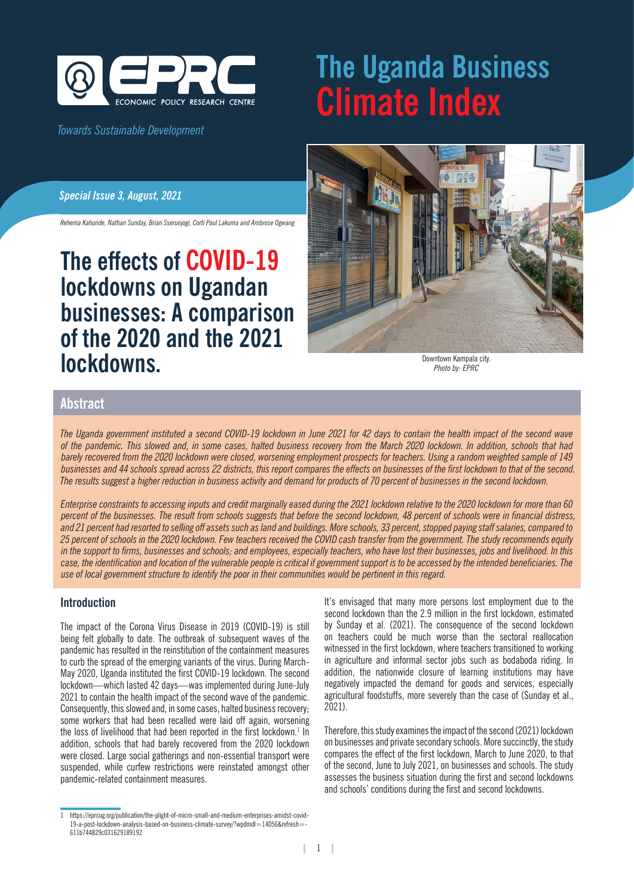ECONOMIC POLICY RESEARCH CENTRE

*Towards Sustainable Development*

# The Uganda Business Climate Index

***Special Issue 3, August, 2021***

*Rehema Kahunde, Nathan Sunday, Brian Sserunjogi, Corti Paul Lakuma and Ambrose Ogwang*

# The effects of COVID-19 lockdowns on Ugandan businesses: A comparison of the 2020 and the 2021 lockdowns.

Downtown Kampala city.
*Photo by: EPRC*

## Abstract

*The Uganda government instituted a second COVID-19 lockdown in June 2021 for 42 days to contain the health impact of the second wave of the pandemic. This slowed and, in some cases, halted business recovery from the March 2020 lockdown. In addition, schools that had barely recovered from the 2020 lockdown were closed, worsening employment prospects for teachers. Using a random weighted sample of 149 businesses and 44 schools spread across 22 districts, this report compares the effects on businesses of the first lockdown to that of the second. The results suggest a higher reduction in business activity and demand for products of 70 percent of businesses in the second lockdown.*

*Enterprise constraints to accessing inputs and credit marginally eased during the 2021 lockdown relative to the 2020 lockdown for more than 60 percent of the businesses. The result from schools suggests that before the second lockdown, 48 percent of schools were in financial distress, and 21 percent had resorted to selling off assets such as land and buildings. More schools, 33 percent, stopped paying staff salaries, compared to 25 percent of schools in the 2020 lockdown. Few teachers received the COVID cash transfer from the government. The study recommends equity in the support to firms, businesses and schools; and employees, especially teachers, who have lost their businesses, jobs and livelihood. In this case, the identification and location of the vulnerable people is critical if government support is to be accessed by the intended beneficiaries. The use of local government structure to identify the poor in their communities would be pertinent in this regard.*

### Introduction

The impact of the Corona Virus Disease in 2019 (COVID-19) is still being felt globally to date. The outbreak of subsequent waves of the pandemic has resulted in the reinstitution of the containment measures to curb the spread of the emerging variants of the virus. During March-May 2020, Uganda instituted the first COVID-19 lockdown. The second lockdown—which lasted 42 days—was implemented during June-July 2021 to contain the health impact of the second wave of the pandemic. Consequently, this slowed and, in some cases, halted business recovery; some workers that had been recalled were laid off again, worsening the loss of livelihood that had been reported in the first lockdown.[1] In addition, schools that had barely recovered from the 2020 lockdown were closed. Large social gatherings and non-essential transport were suspended, while curfew restrictions were reinstated amongst other pandemic-related containment measures.

It's envisaged that many more persons lost employment due to the second lockdown than the 2.9 million in the first lockdown, estimated by Sunday et al. (2021). The consequence of the second lockdown on teachers could be much worse than the sectoral reallocation witnessed in the first lockdown, where teachers transitioned to working in agriculture and informal sector jobs such as bodaboda riding. In addition, the nationwide closure of learning institutions may have negatively impacted the demand for goods and services, especially agricultural foodstuffs, more severely than the case of (Sunday et al., 2021).

Therefore, this study examines the impact of the second (2021) lockdown on businesses and private secondary schools. More succinctly, the study compares the effect of the first lockdown, March to June 2020, to that of the second, June to July 2021, on businesses and schools. The study assesses the business situation during the first and second lockdowns and schools' conditions during the first and second lockdowns.

[1] https://eprcug.org/publication/the-plight-of-micro-small-and-medium-enterprises-amidst-covid-19-a-post-lockdown-analysis-based-on-business-climate-survey/?wpdmdl=14056&refresh=-611b744829c031629189192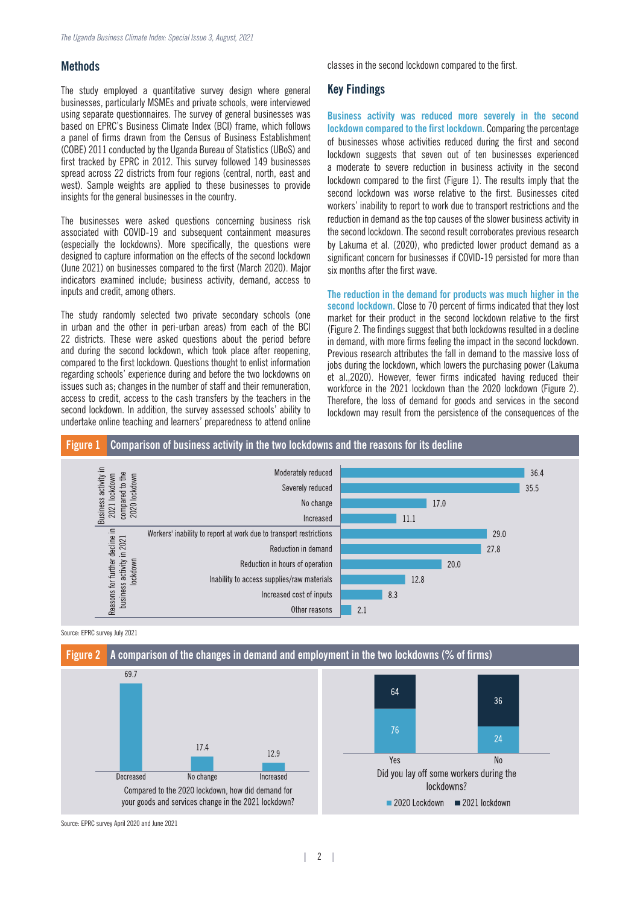## Methods

The study employed a quantitative survey design where general businesses, particularly MSMEs and private schools, were interviewed using separate questionnaires. The survey of general businesses was based on EPRC's Business Climate Index (BCI) frame, which follows a panel of firms drawn from the Census of Business Establishment (COBE) 2011 conducted by the Uganda Bureau of Statistics (UBoS) and first tracked by EPRC in 2012. This survey followed 149 businesses spread across 22 districts from four regions (central, north, east and west). Sample weights are applied to these businesses to provide insights for the general businesses in the country.

The businesses were asked questions concerning business risk associated with COVID-19 and subsequent containment measures (especially the lockdowns). More specifically, the questions were designed to capture information on the effects of the second lockdown (June 2021) on businesses compared to the first (March 2020). Major indicators examined include; business activity, demand, access to inputs and credit, among others.

The study randomly selected two private secondary schools (one in urban and the other in peri-urban areas) from each of the BCI 22 districts. These were asked questions about the period before and during the second lockdown, which took place after reopening, compared to the first lockdown. Questions thought to enlist information regarding schools' experience during and before the two lockdowns on issues such as; changes in the number of staff and their remuneration, access to credit, access to the cash transfers by the teachers in the second lockdown. In addition, the survey assessed schools' ability to undertake online teaching and learners' preparedness to attend online classes in the second lockdown compared to the first.

## Key Findings

**Business activity was reduced more severely in the second lockdown compared to the first lockdown.** Comparing the percentage of businesses whose activities reduced during the first and second lockdown suggests that seven out of ten businesses experienced a moderate to severe reduction in business activity in the second lockdown compared to the first (Figure 1). The results imply that the second lockdown was worse relative to the first. Businesses cited workers' inability to report to work due to transport restrictions and the reduction in demand as the top causes of the slower business activity in the second lockdown. The second result corroborates previous research by Lakuma et al. (2020), who predicted lower product demand as a significant concern for businesses if COVID-19 persisted for more than six months after the first wave.

**The reduction in the demand for products was much higher in the second lockdown.** Close to 70 percent of firms indicated that they lost market for their product in the second lockdown relative to the first (Figure 2. The findings suggest that both lockdowns resulted in a decline in demand, with more firms feeling the impact in the second lockdown. Previous research attributes the fall in demand to the massive loss of jobs during the lockdown, which lowers the purchasing power (Lakuma et al.,2020). However, fewer firms indicated having reduced their workforce in the 2021 lockdown than the 2020 lockdown (Figure 2). Therefore, the loss of demand for goods and services in the second lockdown may result from the persistence of the consequences of the

**Figure 1** Comparison of business activity in the two lockdowns and the reasons for its decline

| | Category | % |
|---|---|---|
| Business activity in 2021 lockdown compared to the 2020 lockdown | Moderately reduced | 36.4 |
| | Severely reduced | 35.5 |
| | No change | 17.0 |
| | Increased | 11.1 |
| Reasons for further decline in business activity in 2021 lockdown | Workers' inability to report at work due to transport restrictions | 29.0 |
| | Reduction in demand | 27.8 |
| | Reduction in hours of operation | 20.0 |
| | Inability to access supplies/raw materials | 12.8 |
| | Increased cost of inputs | 8.3 |
| | Other reasons | 2.1 |

Source: EPRC survey July 2021

**Figure 2** A comparison of the changes in demand and employment in the two lockdowns (% of firms)

Compared to the 2020 lockdown, how did demand for your goods and services change in the 2021 lockdown?

| Decreased | No change | Increased |
|---|---|---|
| 69.7 | 17.4 | 12.9 |

Did you lay off some workers during the lockdowns?

| | 2020 Lockdown | 2021 lockdown |
|---|---|---|
| Yes | 76 | 64 |
| No | 24 | 36 |

Source: EPRC survey April 2020 and June 2021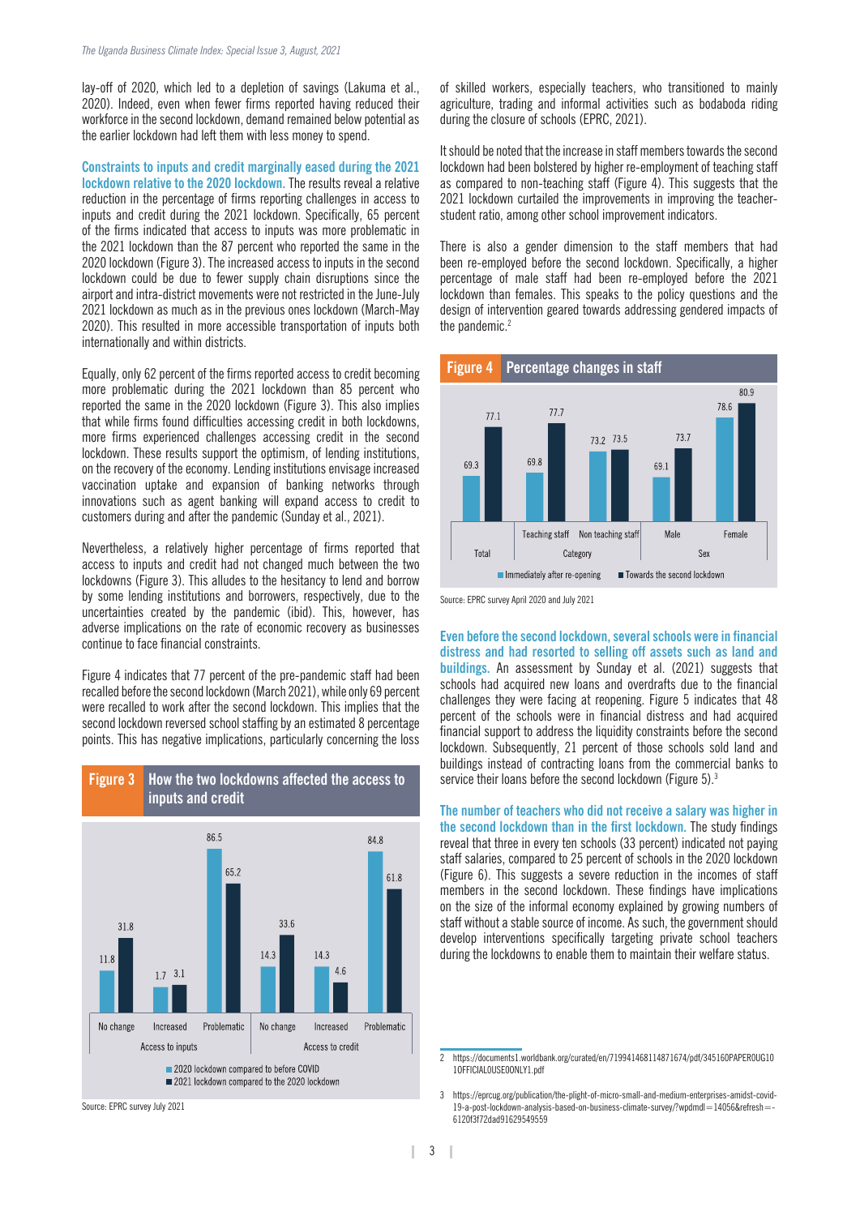lay-off of 2020, which led to a depletion of savings (Lakuma et al., 2020). Indeed, even when fewer firms reported having reduced their workforce in the second lockdown, demand remained below potential as the earlier lockdown had left them with less money to spend.

**Constraints to inputs and credit marginally eased during the 2021 lockdown relative to the 2020 lockdown.** The results reveal a relative reduction in the percentage of firms reporting challenges in access to inputs and credit during the 2021 lockdown. Specifically, 65 percent of the firms indicated that access to inputs was more problematic in the 2021 lockdown than the 87 percent who reported the same in the 2020 lockdown (Figure 3). The increased access to inputs in the second lockdown could be due to fewer supply chain disruptions since the airport and intra-district movements were not restricted in the June-July 2021 lockdown as much as in the previous ones lockdown (March-May 2020). This resulted in more accessible transportation of inputs both internationally and within districts.

Equally, only 62 percent of the firms reported access to credit becoming more problematic during the 2021 lockdown than 85 percent who reported the same in the 2020 lockdown (Figure 3). This also implies that while firms found difficulties accessing credit in both lockdowns, more firms experienced challenges accessing credit in the second lockdown. These results support the optimism, of lending institutions, on the recovery of the economy. Lending institutions envisage increased vaccination uptake and expansion of banking networks through innovations such as agent banking will expand access to credit to customers during and after the pandemic (Sunday et al., 2021).

Nevertheless, a relatively higher percentage of firms reported that access to inputs and credit had not changed much between the two lockdowns (Figure 3). This alludes to the hesitancy to lend and borrow by some lending institutions and borrowers, respectively, due to the uncertainties created by the pandemic (ibid). This, however, has adverse implications on the rate of economic recovery as businesses continue to face financial constraints.

Figure 4 indicates that 77 percent of the pre-pandemic staff had been recalled before the second lockdown (March 2021), while only 69 percent were recalled to work after the second lockdown. This implies that the second lockdown reversed school staffing by an estimated 8 percentage points. This has negative implications, particularly concerning the loss of skilled workers, especially teachers, who transitioned to mainly agriculture, trading and informal activities such as bodaboda riding during the closure of schools (EPRC, 2021).

**Figure 3 How the two lockdowns affected the access to inputs and credit**

| | Access to inputs | | | Access to credit | | |
|---|---|---|---|---|---|---|
| | No change | Increased | Problematic | No change | Increased | Problematic |
| 2020 lockdown compared to before COVID | 11.8 | 1.7 | 86.5 | 14.3 | 14.3 | 84.8 |
| 2021 lockdown compared to the 2020 lockdown | 31.8 | 3.1 | 65.2 | 33.6 | 4.6 | 61.8 |

Source: EPRC survey July 2021

It should be noted that the increase in staff members towards the second lockdown had been bolstered by higher re-employment of teaching staff as compared to non-teaching staff (Figure 4). This suggests that the 2021 lockdown curtailed the improvements in improving the teacher-student ratio, among other school improvement indicators.

There is also a gender dimension to the staff members that had been re-employed before the second lockdown. Specifically, a higher percentage of male staff had been re-employed before the 2021 lockdown than females. This speaks to the policy questions and the design of intervention geared towards addressing gendered impacts of the pandemic.[2]

**Figure 4 Percentage changes in staff**

| | Total | Category | | Sex | |
|---|---|---|---|---|---|
| | | Teaching staff | Non teaching staff | Male | Female |
| Immediately after re-opening | 69.3 | 69.8 | 73.2 | 69.1 | 78.6 |
| Towards the second lockdown | 77.1 | 77.7 | 73.5 | 73.7 | 80.9 |

Source: EPRC survey April 2020 and July 2021

**Even before the second lockdown, several schools were in financial distress and had resorted to selling off assets such as land and buildings.** An assessment by Sunday et al. (2021) suggests that schools had acquired new loans and overdrafts due to the financial challenges they were facing at reopening. Figure 5 indicates that 48 percent of the schools were in financial distress and had acquired financial support to address the liquidity constraints before the second lockdown. Subsequently, 21 percent of those schools sold land and buildings instead of contracting loans from the commercial banks to service their loans before the second lockdown (Figure 5).[3]

**The number of teachers who did not receive a salary was higher in the second lockdown than in the first lockdown.** The study findings reveal that three in every ten schools (33 percent) indicated not paying staff salaries, compared to 25 percent of schools in the 2020 lockdown (Figure 6). This suggests a severe reduction in the incomes of staff members in the second lockdown. These findings have implications on the size of the informal economy explained by growing numbers of staff without a stable source of income. As such, the government should develop interventions specifically targeting private school teachers during the lockdowns to enable them to maintain their welfare status.

---

2 https://documents1.worldbank.org/curated/en/719941468114871674/pdf/345160PAPER0UG10 1OFFICIAL0USE0ONLY1.pdf

3 https://eprcug.org/publication/the-plight-of-micro-small-and-medium-enterprises-amidst-covid-19-a-post-lockdown-analysis-based-on-business-climate-survey/?wpdmdl=14056&refresh=6120f3f72dad91629549559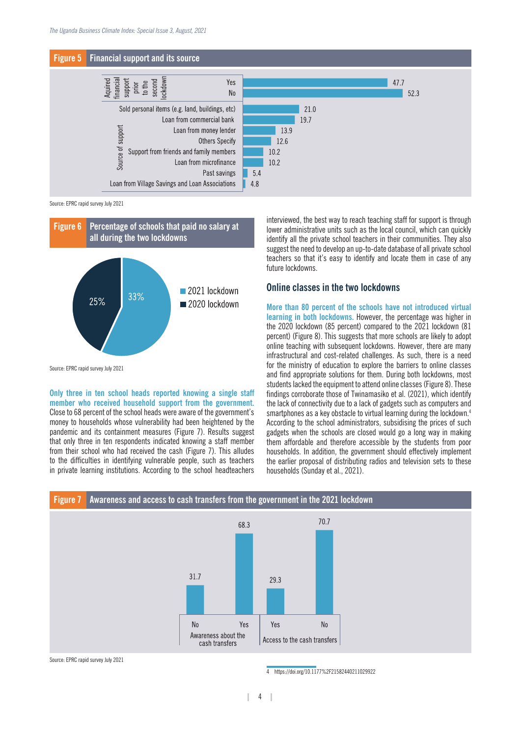**Figure 5** Financial support and its source

| Category | | Percent |
|---|---|---|
| Aquired financial support prior to the second lockdown | Yes | 47.7 |
| | No | 52.3 |
| Source of support | Sold personal items (e.g. land, buildings, etc) | 21.0 |
| | Loan from commercial bank | 19.7 |
| | Loan from money lender | 13.9 |
| | Others Specify | 12.6 |
| | Support from friends and family members | 10.2 |
| | Loan from microfinance | 10.2 |
| | Past savings | 5.4 |
| | Loan from Village Savings and Loan Associations | 4.8 |

Source: EPRC rapid survey July 2021

**Figure 6** Percentage of schools that paid no salary at all during the two lockdowns

| Lockdown | Percent |
|---|---|
| 2021 lockdown | 33% |
| 2020 lockdown | 25% |

Source: EPRC rapid survey July 2021

**Only three in ten school heads reported knowing a single staff member who received household support from the government.** Close to 68 percent of the school heads were aware of the government's money to households whose vulnerability had been heightened by the pandemic and its containment measures (Figure 7). Results suggest that only three in ten respondents indicated knowing a staff member from their school who had received the cash (Figure 7). This alludes to the difficulties in identifying vulnerable people, such as teachers in private learning institutions. According to the school headteachers interviewed, the best way to reach teaching staff for support is through lower administrative units such as the local council, which can quickly identify all the private school teachers in their communities. They also suggest the need to develop an up-to-date database of all private school teachers so that it's easy to identify and locate them in case of any future lockdowns.

## Online classes in the two lockdowns

**More than 80 percent of the schools have not introduced virtual learning in both lockdowns.** However, the percentage was higher in the 2020 lockdown (85 percent) compared to the 2021 lockdown (81 percent) (Figure 8). This suggests that more schools are likely to adopt online teaching with subsequent lockdowns. However, there are many infrastructural and cost-related challenges. As such, there is a need for the ministry of education to explore the barriers to online classes and find appropriate solutions for them. During both lockdowns, most students lacked the equipment to attend online classes (Figure 8). These findings corroborate those of Twinamasiko et al. (2021), which identify the lack of connectivity due to a lack of gadgets such as computers and smartphones as a key obstacle to virtual learning during the lockdown.[4] According to the school administrators, subsidising the prices of such gadgets when the schools are closed would go a long way in making them affordable and therefore accessible by the students from poor households. In addition, the government should effectively implement the earlier proposal of distributing radios and television sets to these households (Sunday et al., 2021).

**Figure 7** Awareness and access to cash transfers from the government in the 2021 lockdown

| | No | Yes |
|---|---|---|
| Awareness about the cash transfers | 31.7 | 68.3 |
| Access to the cash transfers | 70.7 | 29.3 |

Source: EPRC rapid survey July 2021

4 https://doi.org/10.1177%2F21582440211029922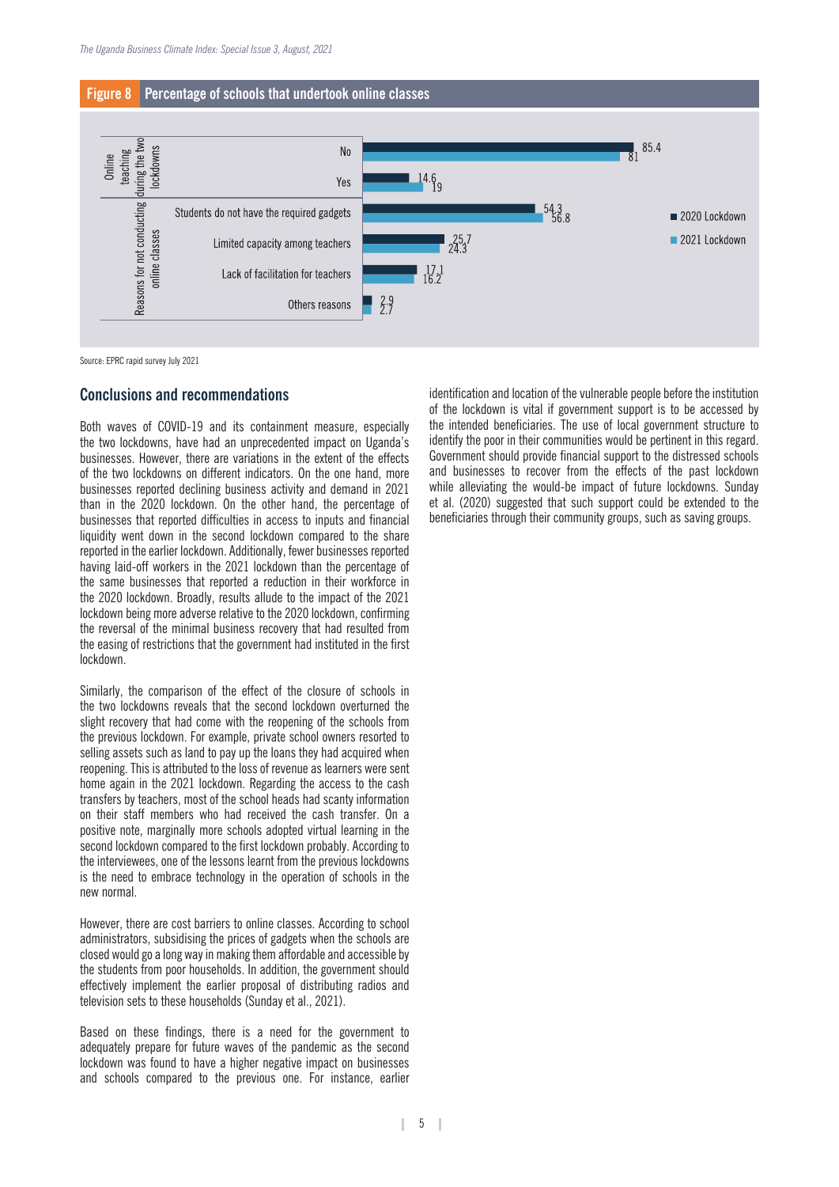**Figure 8 Percentage of schools that undertook online classes**

| Category | Item | 2020 Lockdown | 2021 Lockdown |
|---|---|---|---|
| Online teaching during the two lockdowns | No | 85.4 | 81 |
| | Yes | 14.6 | 19 |
| Reasons for not conducting online classes | Students do not have the required gadgets | 54.3 | 56.8 |
| | Limited capacity among teachers | 25.7 | 24.3 |
| | Lack of facilitation for teachers | 17.1 | 16.2 |
| | Others reasons | 2.9 | 2.7 |

Source: EPRC rapid survey July 2021

## Conclusions and recommendations

Both waves of COVID-19 and its containment measure, especially the two lockdowns, have had an unprecedented impact on Uganda's businesses. However, there are variations in the extent of the effects of the two lockdowns on different indicators. On the one hand, more businesses reported declining business activity and demand in 2021 than in the 2020 lockdown. On the other hand, the percentage of businesses that reported difficulties in access to inputs and financial liquidity went down in the second lockdown compared to the share reported in the earlier lockdown. Additionally, fewer businesses reported having laid-off workers in the 2021 lockdown than the percentage of the same businesses that reported a reduction in their workforce in the 2020 lockdown. Broadly, results allude to the impact of the 2021 lockdown being more adverse relative to the 2020 lockdown, confirming the reversal of the minimal business recovery that had resulted from the easing of restrictions that the government had instituted in the first lockdown.

Similarly, the comparison of the effect of the closure of schools in the two lockdowns reveals that the second lockdown overturned the slight recovery that had come with the reopening of the schools from the previous lockdown. For example, private school owners resorted to selling assets such as land to pay up the loans they had acquired when reopening. This is attributed to the loss of revenue as learners were sent home again in the 2021 lockdown. Regarding the access to the cash transfers by teachers, most of the school heads had scanty information on their staff members who had received the cash transfer. On a positive note, marginally more schools adopted virtual learning in the second lockdown compared to the first lockdown probably. According to the interviewees, one of the lessons learnt from the previous lockdowns is the need to embrace technology in the operation of schools in the new normal.

However, there are cost barriers to online classes. According to school administrators, subsidising the prices of gadgets when the schools are closed would go a long way in making them affordable and accessible by the students from poor households. In addition, the government should effectively implement the earlier proposal of distributing radios and television sets to these households (Sunday et al., 2021).

Based on these findings, there is a need for the government to adequately prepare for future waves of the pandemic as the second lockdown was found to have a higher negative impact on businesses and schools compared to the previous one. For instance, earlier identification and location of the vulnerable people before the institution of the lockdown is vital if government support is to be accessed by the intended beneficiaries. The use of local government structure to identify the poor in their communities would be pertinent in this regard. Government should provide financial support to the distressed schools and businesses to recover from the effects of the past lockdown while alleviating the would-be impact of future lockdowns. Sunday et al. (2020) suggested that such support could be extended to the beneficiaries through their community groups, such as saving groups.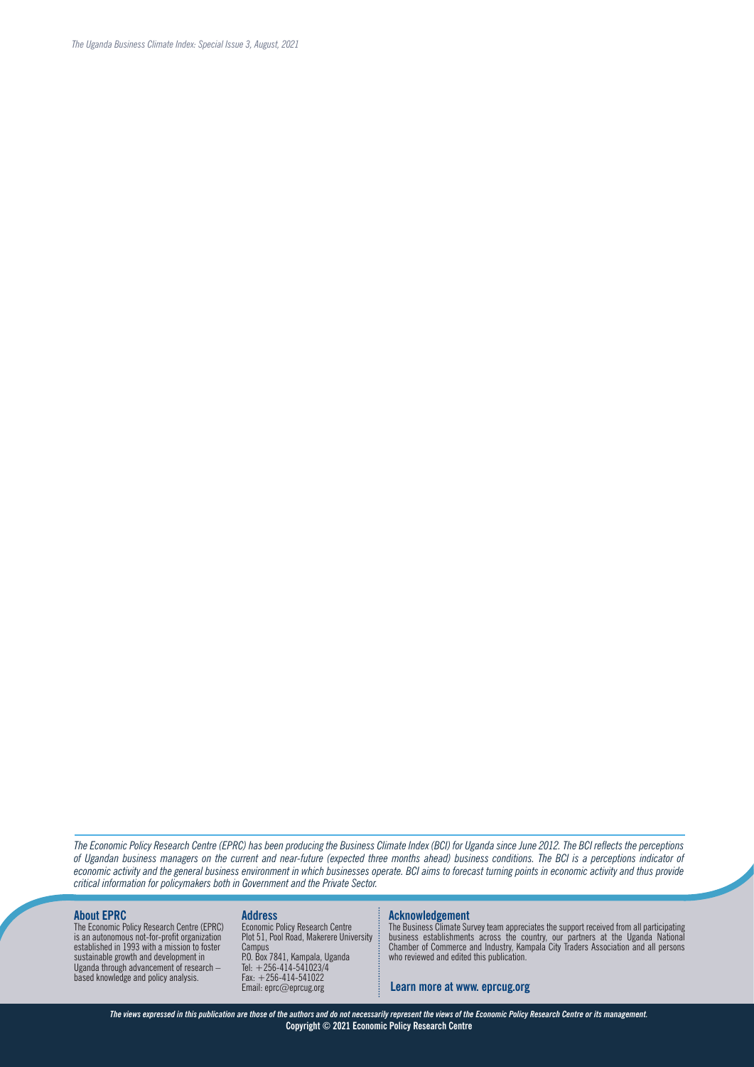*The Economic Policy Research Centre (EPRC) has been producing the Business Climate Index (BCI) for Uganda since June 2012. The BCI reflects the perceptions of Ugandan business managers on the current and near-future (expected three months ahead) business conditions. The BCI is a perceptions indicator of economic activity and the general business environment in which businesses operate. BCI aims to forecast turning points in economic activity and thus provide critical information for policymakers both in Government and the Private Sector.*

**About EPRC**

The Economic Policy Research Centre (EPRC) is an autonomous not-for-profit organization established in 1993 with a mission to foster sustainable growth and development in Uganda through advancement of research – based knowledge and policy analysis.

**Address**

Economic Policy Research Centre
Plot 51, Pool Road, Makerere University Campus
P.O. Box 7841, Kampala, Uganda
Tel: +256-414-541023/4
Fax: +256-414-541022
Email: eprc@eprcug.org

**Acknowledgement**

The Business Climate Survey team appreciates the support received from all participating business establishments across the country, our partners at the Uganda National Chamber of Commerce and Industry, Kampala City Traders Association and all persons who reviewed and edited this publication.

**Learn more at www. eprcug.org**

*The views expressed in this publication are those of the authors and do not necessarily represent the views of the Economic Policy Research Centre or its management.*

**Copyright © 2021 Economic Policy Research Centre**